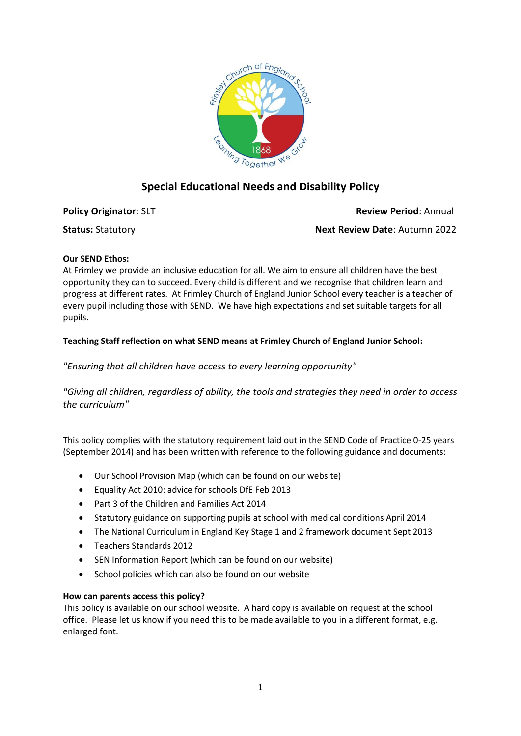# Special Educational Needs and Disability Policy

**Policy Originator**: SLT

**Review Period**: Annual

**Status:** Statutory

**Next Review Date**: Autumn 2022

**Our SEND Ethos:**
At Frimley we provide an inclusive education for all. We aim to ensure all children have the best opportunity they can to succeed. Every child is different and we recognise that children learn and progress at different rates. At Frimley Church of England Junior School every teacher is a teacher of every pupil including those with SEND. We have high expectations and set suitable targets for all pupils.

**Teaching Staff reflection on what SEND means at Frimley Church of England Junior School:**

*"Ensuring that all children have access to every learning opportunity"*

*"Giving all children, regardless of ability, the tools and strategies they need in order to access the curriculum"*

This policy complies with the statutory requirement laid out in the SEND Code of Practice 0-25 years (September 2014) and has been written with reference to the following guidance and documents:

- Our School Provision Map (which can be found on our website)
- Equality Act 2010: advice for schools DfE Feb 2013
- Part 3 of the Children and Families Act 2014
- Statutory guidance on supporting pupils at school with medical conditions April 2014
- The National Curriculum in England Key Stage 1 and 2 framework document Sept 2013
- Teachers Standards 2012
- SEN Information Report (which can be found on our website)
- School policies which can also be found on our website

**How can parents access this policy?**
This policy is available on our school website. A hard copy is available on request at the school office. Please let us know if you need this to be made available to you in a different format, e.g. enlarged font.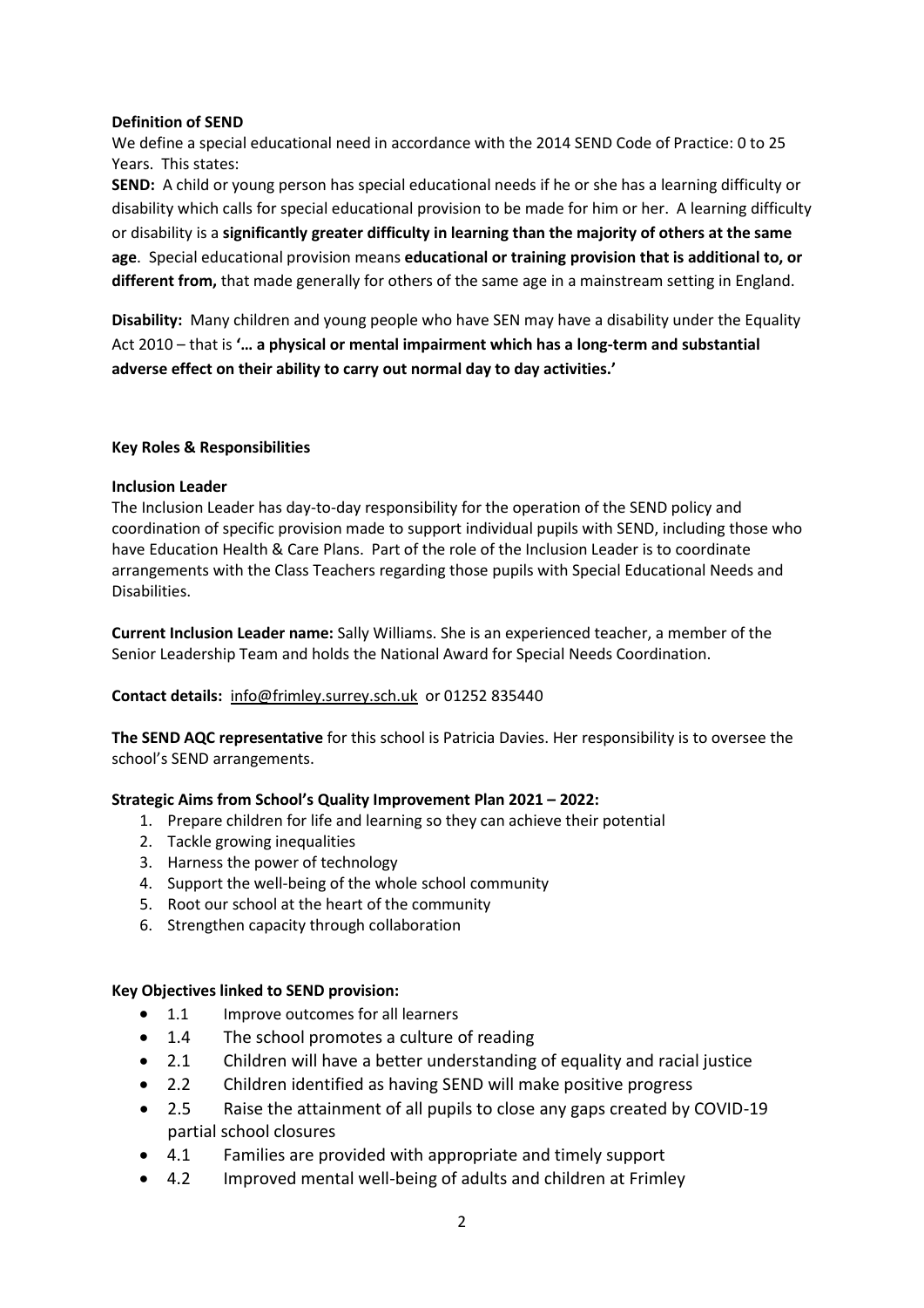**Definition of SEND**

We define a special educational need in accordance with the 2014 SEND Code of Practice: 0 to 25 Years. This states:

**SEND:** A child or young person has special educational needs if he or she has a learning difficulty or disability which calls for special educational provision to be made for him or her. A learning difficulty or disability is a **significantly greater difficulty in learning than the majority of others at the same age**. Special educational provision means **educational or training provision that is additional to, or different from,** that made generally for others of the same age in a mainstream setting in England.

**Disability:** Many children and young people who have SEN may have a disability under the Equality Act 2010 – that is **'… a physical or mental impairment which has a long-term and substantial adverse effect on their ability to carry out normal day to day activities.'**

**Key Roles & Responsibilities**

**Inclusion Leader**

The Inclusion Leader has day-to-day responsibility for the operation of the SEND policy and coordination of specific provision made to support individual pupils with SEND, including those who have Education Health & Care Plans. Part of the role of the Inclusion Leader is to coordinate arrangements with the Class Teachers regarding those pupils with Special Educational Needs and Disabilities.

**Current Inclusion Leader name:** Sally Williams. She is an experienced teacher, a member of the Senior Leadership Team and holds the National Award for Special Needs Coordination.

**Contact details:** info@frimley.surrey.sch.uk or 01252 835440

**The SEND AQC representative** for this school is Patricia Davies. Her responsibility is to oversee the school's SEND arrangements.

**Strategic Aims from School's Quality Improvement Plan 2021 – 2022:**

1. Prepare children for life and learning so they can achieve their potential
2. Tackle growing inequalities
3. Harness the power of technology
4. Support the well-being of the whole school community
5. Root our school at the heart of the community
6. Strengthen capacity through collaboration

**Key Objectives linked to SEND provision:**

- 1.1 Improve outcomes for all learners
- 1.4 The school promotes a culture of reading
- 2.1 Children will have a better understanding of equality and racial justice
- 2.2 Children identified as having SEND will make positive progress
- 2.5 Raise the attainment of all pupils to close any gaps created by COVID-19 partial school closures
- 4.1 Families are provided with appropriate and timely support
- 4.2 Improved mental well-being of adults and children at Frimley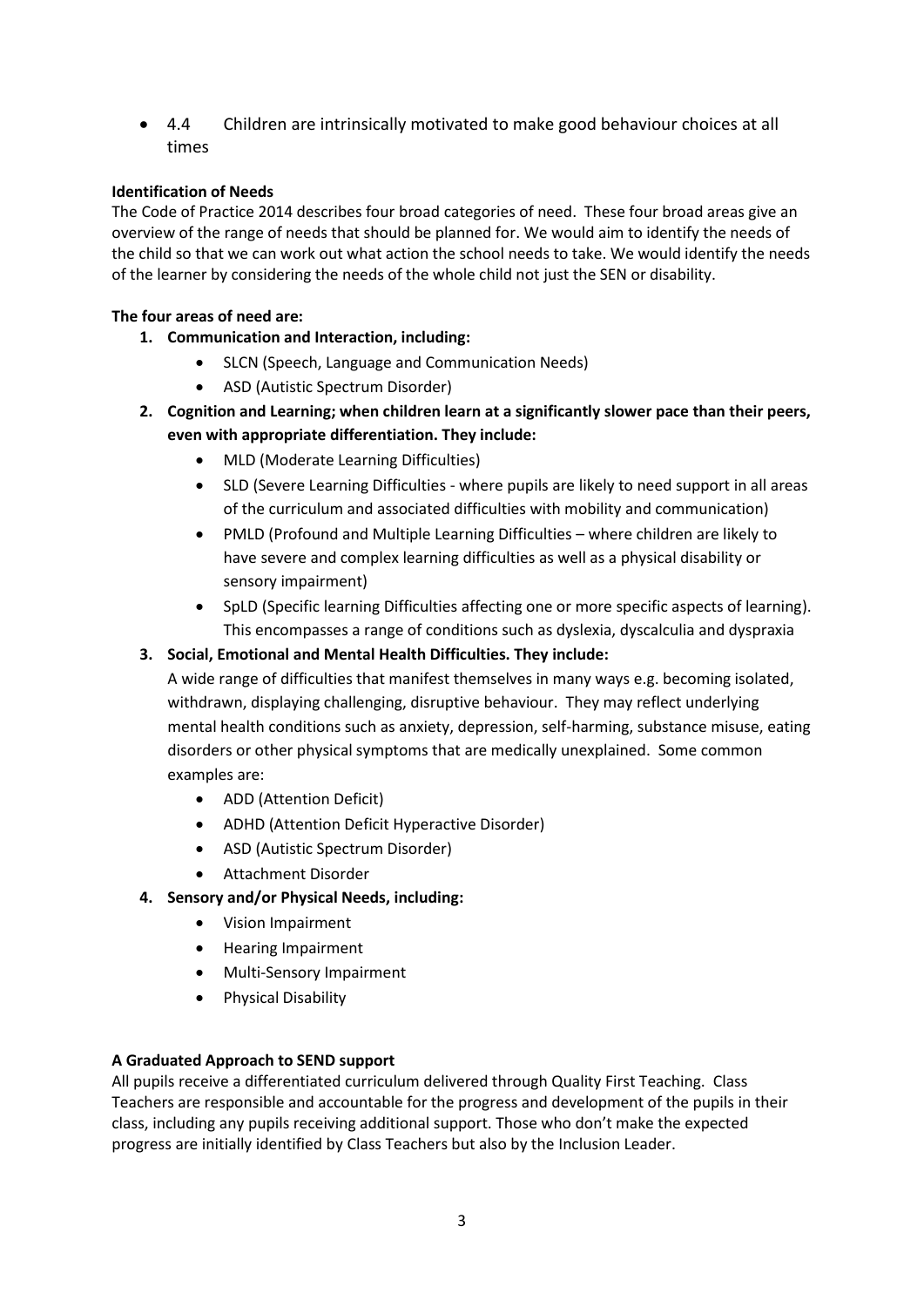- 4.4 Children are intrinsically motivated to make good behaviour choices at all times

**Identification of Needs**

The Code of Practice 2014 describes four broad categories of need. These four broad areas give an overview of the range of needs that should be planned for. We would aim to identify the needs of the child so that we can work out what action the school needs to take. We would identify the needs of the learner by considering the needs of the whole child not just the SEN or disability.

**The four areas of need are:**

1. **Communication and Interaction, including:**
   - SLCN (Speech, Language and Communication Needs)
   - ASD (Autistic Spectrum Disorder)
2. **Cognition and Learning; when children learn at a significantly slower pace than their peers, even with appropriate differentiation. They include:**
   - MLD (Moderate Learning Difficulties)
   - SLD (Severe Learning Difficulties - where pupils are likely to need support in all areas of the curriculum and associated difficulties with mobility and communication)
   - PMLD (Profound and Multiple Learning Difficulties – where children are likely to have severe and complex learning difficulties as well as a physical disability or sensory impairment)
   - SpLD (Specific learning Difficulties affecting one or more specific aspects of learning). This encompasses a range of conditions such as dyslexia, dyscalculia and dyspraxia
3. **Social, Emotional and Mental Health Difficulties. They include:**

   A wide range of difficulties that manifest themselves in many ways e.g. becoming isolated, withdrawn, displaying challenging, disruptive behaviour. They may reflect underlying mental health conditions such as anxiety, depression, self-harming, substance misuse, eating disorders or other physical symptoms that are medically unexplained. Some common examples are:
   - ADD (Attention Deficit)
   - ADHD (Attention Deficit Hyperactive Disorder)
   - ASD (Autistic Spectrum Disorder)
   - Attachment Disorder
4. **Sensory and/or Physical Needs, including:**
   - Vision Impairment
   - Hearing Impairment
   - Multi-Sensory Impairment
   - Physical Disability

**A Graduated Approach to SEND support**

All pupils receive a differentiated curriculum delivered through Quality First Teaching. Class Teachers are responsible and accountable for the progress and development of the pupils in their class, including any pupils receiving additional support. Those who don't make the expected progress are initially identified by Class Teachers but also by the Inclusion Leader.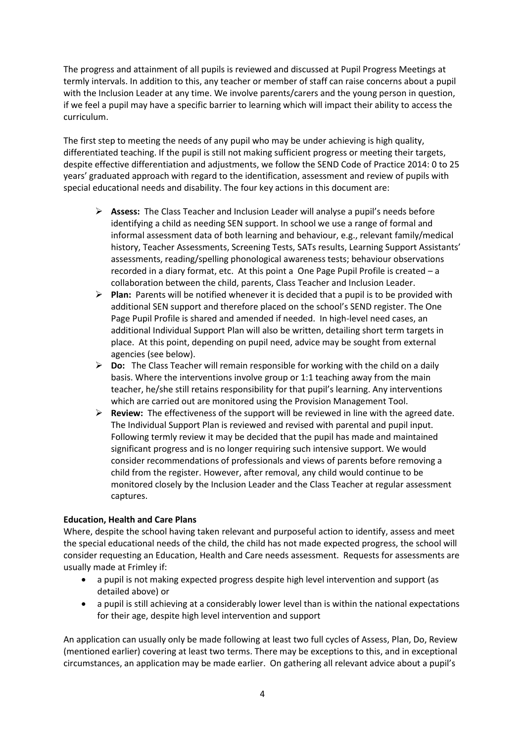The progress and attainment of all pupils is reviewed and discussed at Pupil Progress Meetings at termly intervals. In addition to this, any teacher or member of staff can raise concerns about a pupil with the Inclusion Leader at any time. We involve parents/carers and the young person in question, if we feel a pupil may have a specific barrier to learning which will impact their ability to access the curriculum.

The first step to meeting the needs of any pupil who may be under achieving is high quality, differentiated teaching. If the pupil is still not making sufficient progress or meeting their targets, despite effective differentiation and adjustments, we follow the SEND Code of Practice 2014: 0 to 25 years' graduated approach with regard to the identification, assessment and review of pupils with special educational needs and disability. The four key actions in this document are:

- **Assess:** The Class Teacher and Inclusion Leader will analyse a pupil's needs before identifying a child as needing SEN support. In school we use a range of formal and informal assessment data of both learning and behaviour, e.g., relevant family/medical history, Teacher Assessments, Screening Tests, SATs results, Learning Support Assistants' assessments, reading/spelling phonological awareness tests; behaviour observations recorded in a diary format, etc. At this point a One Page Pupil Profile is created – a collaboration between the child, parents, Class Teacher and Inclusion Leader.
- **Plan:** Parents will be notified whenever it is decided that a pupil is to be provided with additional SEN support and therefore placed on the school's SEND register. The One Page Pupil Profile is shared and amended if needed. In high-level need cases, an additional Individual Support Plan will also be written, detailing short term targets in place. At this point, depending on pupil need, advice may be sought from external agencies (see below).
- **Do:** The Class Teacher will remain responsible for working with the child on a daily basis. Where the interventions involve group or 1:1 teaching away from the main teacher, he/she still retains responsibility for that pupil's learning. Any interventions which are carried out are monitored using the Provision Management Tool.
- **Review:** The effectiveness of the support will be reviewed in line with the agreed date. The Individual Support Plan is reviewed and revised with parental and pupil input. Following termly review it may be decided that the pupil has made and maintained significant progress and is no longer requiring such intensive support. We would consider recommendations of professionals and views of parents before removing a child from the register. However, after removal, any child would continue to be monitored closely by the Inclusion Leader and the Class Teacher at regular assessment captures.

**Education, Health and Care Plans**

Where, despite the school having taken relevant and purposeful action to identify, assess and meet the special educational needs of the child, the child has not made expected progress, the school will consider requesting an Education, Health and Care needs assessment. Requests for assessments are usually made at Frimley if:

- a pupil is not making expected progress despite high level intervention and support (as detailed above) or
- a pupil is still achieving at a considerably lower level than is within the national expectations for their age, despite high level intervention and support

An application can usually only be made following at least two full cycles of Assess, Plan, Do, Review (mentioned earlier) covering at least two terms. There may be exceptions to this, and in exceptional circumstances, an application may be made earlier. On gathering all relevant advice about a pupil's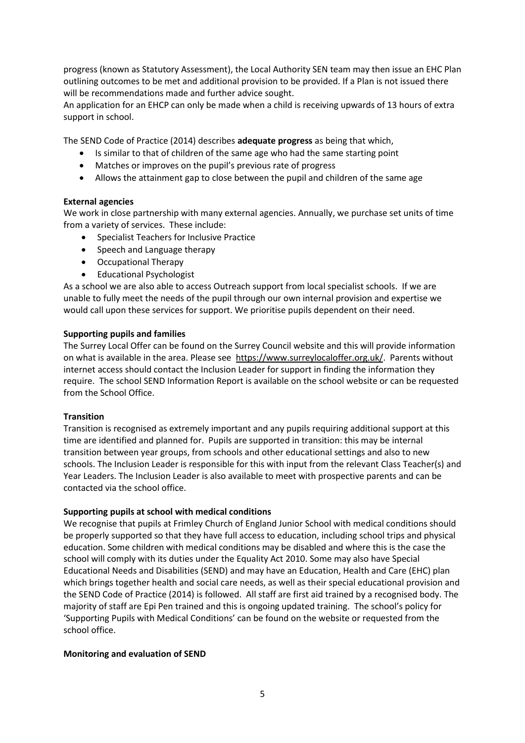progress (known as Statutory Assessment), the Local Authority SEN team may then issue an EHC Plan outlining outcomes to be met and additional provision to be provided. If a Plan is not issued there will be recommendations made and further advice sought.
An application for an EHCP can only be made when a child is receiving upwards of 13 hours of extra support in school.

The SEND Code of Practice (2014) describes **adequate progress** as being that which,

- Is similar to that of children of the same age who had the same starting point
- Matches or improves on the pupil's previous rate of progress
- Allows the attainment gap to close between the pupil and children of the same age

**External agencies**

We work in close partnership with many external agencies. Annually, we purchase set units of time from a variety of services. These include:

- Specialist Teachers for Inclusive Practice
- Speech and Language therapy
- Occupational Therapy
- Educational Psychologist

As a school we are also able to access Outreach support from local specialist schools. If we are unable to fully meet the needs of the pupil through our own internal provision and expertise we would call upon these services for support. We prioritise pupils dependent on their need.

**Supporting pupils and families**

The Surrey Local Offer can be found on the Surrey Council website and this will provide information on what is available in the area. Please see https://www.surreylocaloffer.org.uk/. Parents without internet access should contact the Inclusion Leader for support in finding the information they require. The school SEND Information Report is available on the school website or can be requested from the School Office.

**Transition**

Transition is recognised as extremely important and any pupils requiring additional support at this time are identified and planned for. Pupils are supported in transition: this may be internal transition between year groups, from schools and other educational settings and also to new schools. The Inclusion Leader is responsible for this with input from the relevant Class Teacher(s) and Year Leaders. The Inclusion Leader is also available to meet with prospective parents and can be contacted via the school office.

**Supporting pupils at school with medical conditions**

We recognise that pupils at Frimley Church of England Junior School with medical conditions should be properly supported so that they have full access to education, including school trips and physical education. Some children with medical conditions may be disabled and where this is the case the school will comply with its duties under the Equality Act 2010. Some may also have Special Educational Needs and Disabilities (SEND) and may have an Education, Health and Care (EHC) plan which brings together health and social care needs, as well as their special educational provision and the SEND Code of Practice (2014) is followed. All staff are first aid trained by a recognised body. The majority of staff are Epi Pen trained and this is ongoing updated training. The school's policy for 'Supporting Pupils with Medical Conditions' can be found on the website or requested from the school office.

**Monitoring and evaluation of SEND**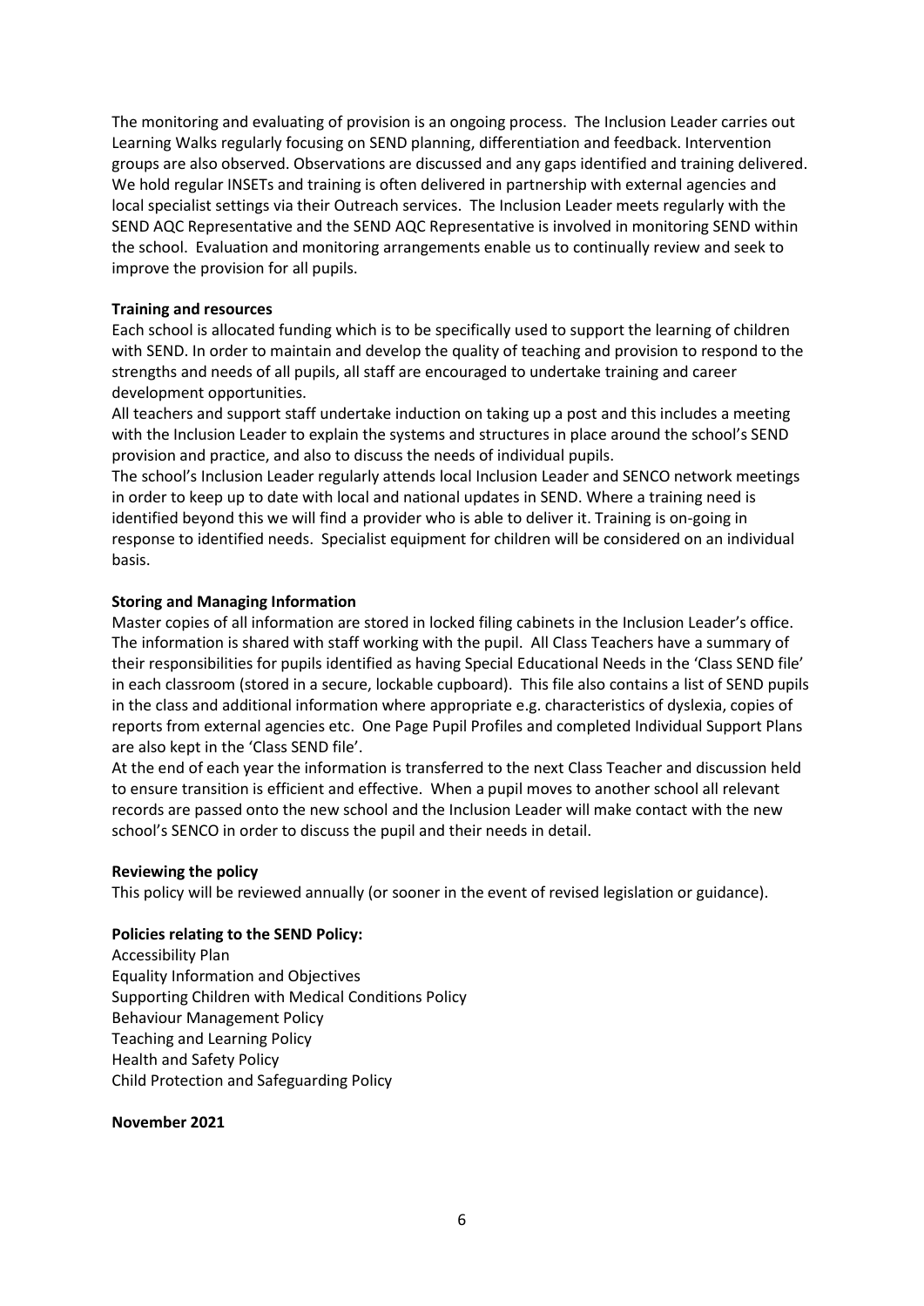The monitoring and evaluating of provision is an ongoing process. The Inclusion Leader carries out Learning Walks regularly focusing on SEND planning, differentiation and feedback. Intervention groups are also observed. Observations are discussed and any gaps identified and training delivered. We hold regular INSETs and training is often delivered in partnership with external agencies and local specialist settings via their Outreach services. The Inclusion Leader meets regularly with the SEND AQC Representative and the SEND AQC Representative is involved in monitoring SEND within the school. Evaluation and monitoring arrangements enable us to continually review and seek to improve the provision for all pupils.

**Training and resources**

Each school is allocated funding which is to be specifically used to support the learning of children with SEND. In order to maintain and develop the quality of teaching and provision to respond to the strengths and needs of all pupils, all staff are encouraged to undertake training and career development opportunities.

All teachers and support staff undertake induction on taking up a post and this includes a meeting with the Inclusion Leader to explain the systems and structures in place around the school's SEND provision and practice, and also to discuss the needs of individual pupils.

The school's Inclusion Leader regularly attends local Inclusion Leader and SENCO network meetings in order to keep up to date with local and national updates in SEND. Where a training need is identified beyond this we will find a provider who is able to deliver it. Training is on-going in response to identified needs. Specialist equipment for children will be considered on an individual basis.

**Storing and Managing Information**

Master copies of all information are stored in locked filing cabinets in the Inclusion Leader's office. The information is shared with staff working with the pupil. All Class Teachers have a summary of their responsibilities for pupils identified as having Special Educational Needs in the 'Class SEND file' in each classroom (stored in a secure, lockable cupboard). This file also contains a list of SEND pupils in the class and additional information where appropriate e.g. characteristics of dyslexia, copies of reports from external agencies etc. One Page Pupil Profiles and completed Individual Support Plans are also kept in the 'Class SEND file'.

At the end of each year the information is transferred to the next Class Teacher and discussion held to ensure transition is efficient and effective. When a pupil moves to another school all relevant records are passed onto the new school and the Inclusion Leader will make contact with the new school's SENCO in order to discuss the pupil and their needs in detail.

**Reviewing the policy**

This policy will be reviewed annually (or sooner in the event of revised legislation or guidance).

**Policies relating to the SEND Policy:**

Accessibility Plan
Equality Information and Objectives
Supporting Children with Medical Conditions Policy
Behaviour Management Policy
Teaching and Learning Policy
Health and Safety Policy
Child Protection and Safeguarding Policy

**November 2021**